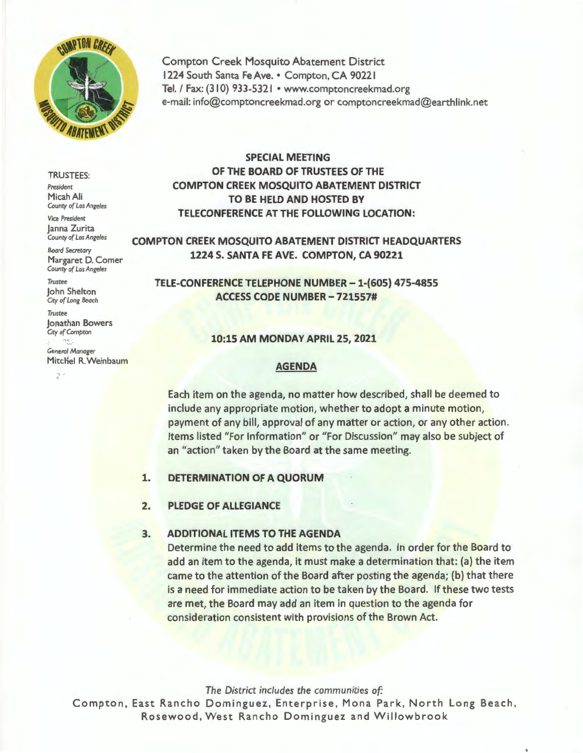Compton Creek Mosquito Abatement District
1224 South Santa Fe Ave. • Compton, CA 90221
Tel. / Fax: (310) 933-5321 • www.comptoncreekmad.org
e-mail: info@comptoncreekmad.org or comptoncreekmad@earthlink.net

TRUSTEES:

*President*
Micah Ali
*County of Los Angeles*

*Vice President*
Janna Zurita
*County of Los Angeles*

*Board Secretary*
Margaret D. Comer
*County of Los Angeles*

*Trustee*
John Shelton
*City of Long Beach*

*Trustee*
Jonathan Bowers
*City of Compton*

*General Manager*
Mitchel R. Weinbaum

**SPECIAL MEETING OF THE BOARD OF TRUSTEES OF THE COMPTON CREEK MOSQUITO ABATEMENT DISTRICT TO BE HELD AND HOSTED BY TELECONFERENCE AT THE FOLLOWING LOCATION:**

**COMPTON CREEK MOSQUITO ABATEMENT DISTRICT HEADQUARTERS**
**1224 S. SANTA FE AVE. COMPTON, CA 90221**

**TELE-CONFERENCE TELEPHONE NUMBER – 1-(605) 475-4855**
**ACCESS CODE NUMBER – 721557#**

**10:15 AM MONDAY APRIL 25, 2021**

**AGENDA**

Each item on the agenda, no matter how described, shall be deemed to include any appropriate motion, whether to adopt a minute motion, payment of any bill, approval of any matter or action, or any other action. Items listed "For Information" or "For Discussion" may also be subject of an "action" taken by the Board at the same meeting.

1. **DETERMINATION OF A QUORUM**

2. **PLEDGE OF ALLEGIANCE**

3. **ADDITIONAL ITEMS TO THE AGENDA**
   Determine the need to add items to the agenda. In order for the Board to add an item to the agenda, it must make a determination that: (a) the item came to the attention of the Board after posting the agenda; (b) that there is a need for immediate action to be taken by the Board. If these two tests are met, the Board may add an item in question to the agenda for consideration consistent with provisions of the Brown Act.

*The District includes the communities of:*
Compton, East Rancho Dominguez, Enterprise, Mona Park, North Long Beach, Rosewood, West Rancho Dominguez and Willowbrook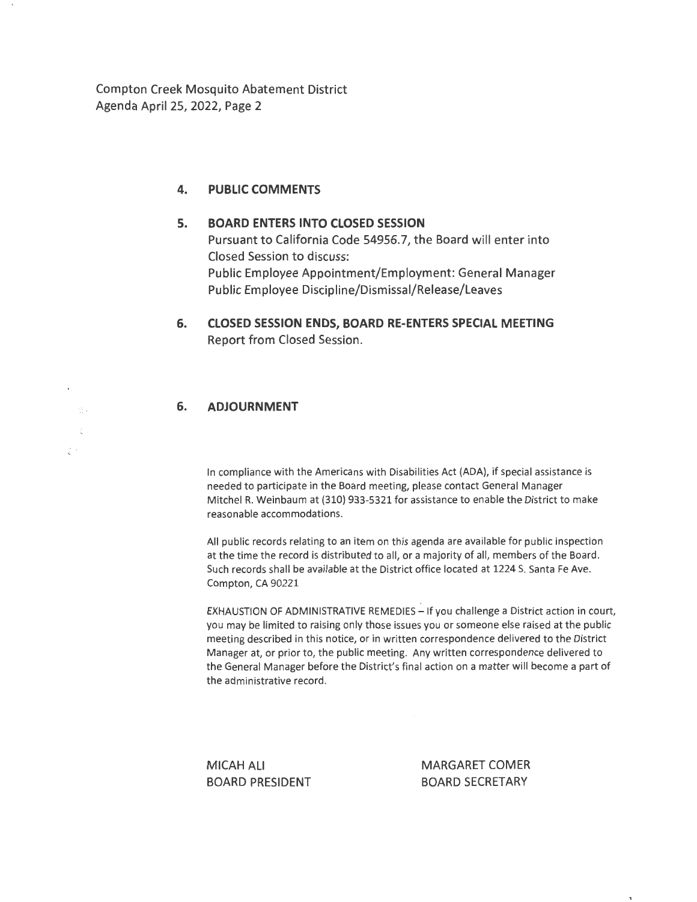Compton Creek Mosquito Abatement District
Agenda April 25, 2022, Page 2

## 4. PUBLIC COMMENTS

## 5. BOARD ENTERS INTO CLOSED SESSION

Pursuant to California Code 54956.7, the Board will enter into Closed Session to discuss:
Public Employee Appointment/Employment: General Manager
Public Employee Discipline/Dismissal/Release/Leaves

## 6. CLOSED SESSION ENDS, BOARD RE-ENTERS SPECIAL MEETING

Report from Closed Session.

## 6. ADJOURNMENT

In compliance with the Americans with Disabilities Act (ADA), if special assistance is needed to participate in the Board meeting, please contact General Manager Mitchel R. Weinbaum at (310) 933-5321 for assistance to enable the District to make reasonable accommodations.

All public records relating to an item on this agenda are available for public inspection at the time the record is distributed to all, or a majority of all, members of the Board. Such records shall be available at the District office located at 1224 S. Santa Fe Ave. Compton, CA 90221

EXHAUSTION OF ADMINISTRATIVE REMEDIES – If you challenge a District action in court, you may be limited to raising only those issues you or someone else raised at the public meeting described in this notice, or in written correspondence delivered to the District Manager at, or prior to, the public meeting. Any written correspondence delivered to the General Manager before the District's final action on a matter will become a part of the administrative record.

MICAH ALI
BOARD PRESIDENT

MARGARET COMER
BOARD SECRETARY